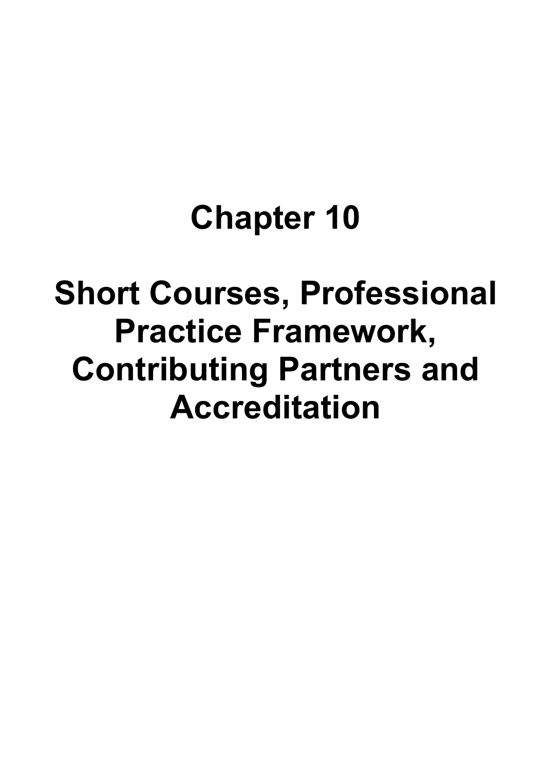# Chapter 10

# Short Courses, Professional Practice Framework, Contributing Partners and Accreditation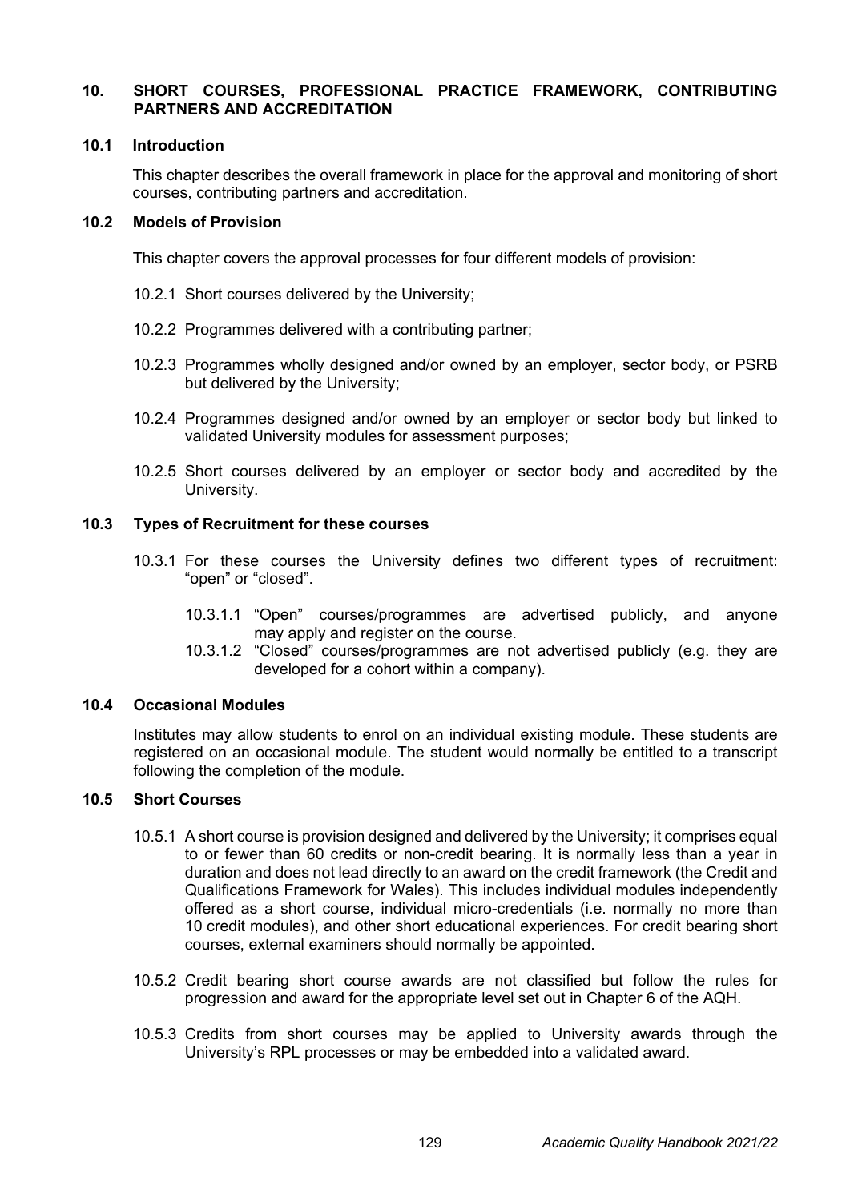## 10. SHORT COURSES, PROFESSIONAL PRACTICE FRAMEWORK, CONTRIBUTING PARTNERS AND ACCREDITATION

### 10.1 Introduction

This chapter describes the overall framework in place for the approval and monitoring of short courses, contributing partners and accreditation.

### 10.2 Models of Provision

This chapter covers the approval processes for four different models of provision:

10.2.1 Short courses delivered by the University;

10.2.2 Programmes delivered with a contributing partner;

10.2.3 Programmes wholly designed and/or owned by an employer, sector body, or PSRB but delivered by the University;

10.2.4 Programmes designed and/or owned by an employer or sector body but linked to validated University modules for assessment purposes;

10.2.5 Short courses delivered by an employer or sector body and accredited by the University.

### 10.3 Types of Recruitment for these courses

10.3.1 For these courses the University defines two different types of recruitment: "open" or "closed".

10.3.1.1 "Open" courses/programmes are advertised publicly, and anyone may apply and register on the course.

10.3.1.2 "Closed" courses/programmes are not advertised publicly (e.g. they are developed for a cohort within a company).

### 10.4 Occasional Modules

Institutes may allow students to enrol on an individual existing module. These students are registered on an occasional module. The student would normally be entitled to a transcript following the completion of the module.

### 10.5 Short Courses

10.5.1 A short course is provision designed and delivered by the University; it comprises equal to or fewer than 60 credits or non-credit bearing. It is normally less than a year in duration and does not lead directly to an award on the credit framework (the Credit and Qualifications Framework for Wales). This includes individual modules independently offered as a short course, individual micro-credentials (i.e. normally no more than 10 credit modules), and other short educational experiences. For credit bearing short courses, external examiners should normally be appointed.

10.5.2 Credit bearing short course awards are not classified but follow the rules for progression and award for the appropriate level set out in Chapter 6 of the AQH.

10.5.3 Credits from short courses may be applied to University awards through the University's RPL processes or may be embedded into a validated award.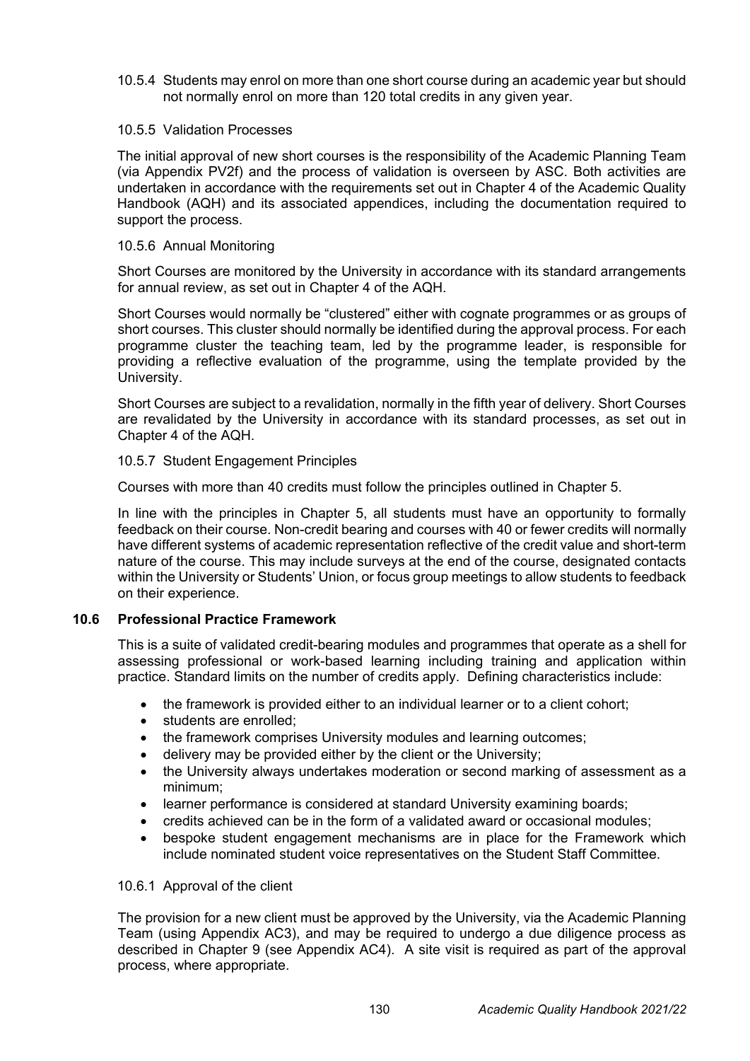10.5.4 Students may enrol on more than one short course during an academic year but should not normally enrol on more than 120 total credits in any given year.

10.5.5 Validation Processes

The initial approval of new short courses is the responsibility of the Academic Planning Team (via Appendix PV2f) and the process of validation is overseen by ASC. Both activities are undertaken in accordance with the requirements set out in Chapter 4 of the Academic Quality Handbook (AQH) and its associated appendices, including the documentation required to support the process.

10.5.6 Annual Monitoring

Short Courses are monitored by the University in accordance with its standard arrangements for annual review, as set out in Chapter 4 of the AQH.

Short Courses would normally be "clustered" either with cognate programmes or as groups of short courses. This cluster should normally be identified during the approval process. For each programme cluster the teaching team, led by the programme leader, is responsible for providing a reflective evaluation of the programme, using the template provided by the University.

Short Courses are subject to a revalidation, normally in the fifth year of delivery. Short Courses are revalidated by the University in accordance with its standard processes, as set out in Chapter 4 of the AQH.

10.5.7 Student Engagement Principles

Courses with more than 40 credits must follow the principles outlined in Chapter 5.

In line with the principles in Chapter 5, all students must have an opportunity to formally feedback on their course. Non-credit bearing and courses with 40 or fewer credits will normally have different systems of academic representation reflective of the credit value and short-term nature of the course. This may include surveys at the end of the course, designated contacts within the University or Students' Union, or focus group meetings to allow students to feedback on their experience.

### 10.6 Professional Practice Framework

This is a suite of validated credit-bearing modules and programmes that operate as a shell for assessing professional or work-based learning including training and application within practice. Standard limits on the number of credits apply. Defining characteristics include:

- the framework is provided either to an individual learner or to a client cohort;
- students are enrolled;
- the framework comprises University modules and learning outcomes;
- delivery may be provided either by the client or the University;
- the University always undertakes moderation or second marking of assessment as a minimum;
- learner performance is considered at standard University examining boards;
- credits achieved can be in the form of a validated award or occasional modules;
- bespoke student engagement mechanisms are in place for the Framework which include nominated student voice representatives on the Student Staff Committee.

10.6.1 Approval of the client

The provision for a new client must be approved by the University, via the Academic Planning Team (using Appendix AC3), and may be required to undergo a due diligence process as described in Chapter 9 (see Appendix AC4). A site visit is required as part of the approval process, where appropriate.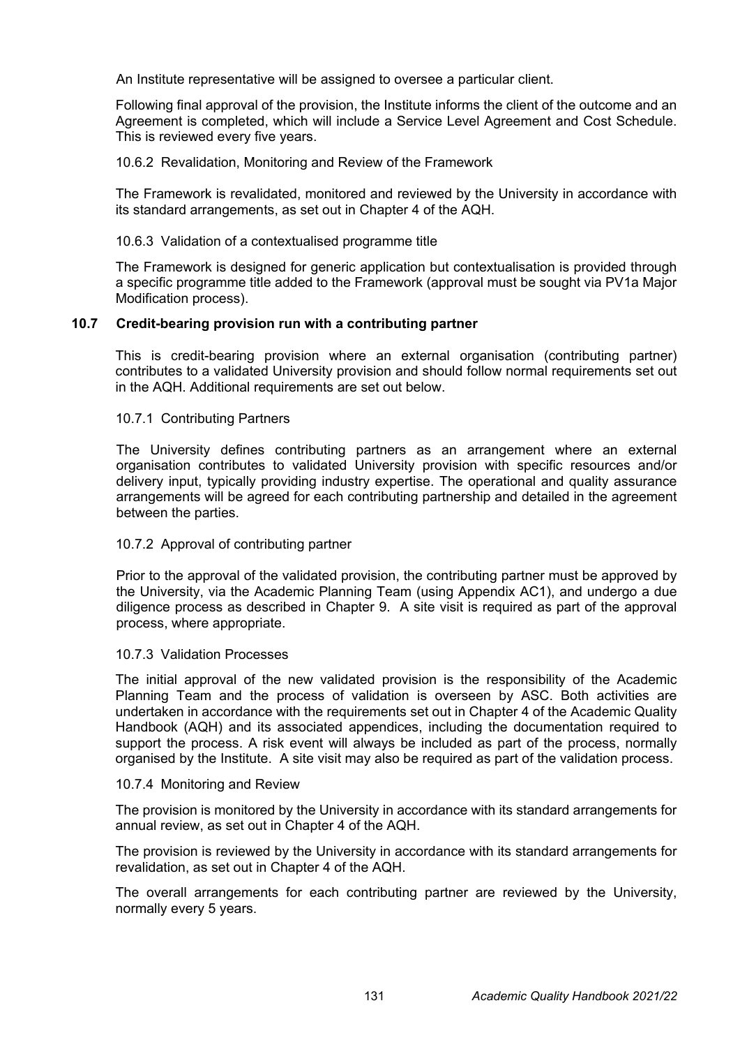An Institute representative will be assigned to oversee a particular client.

Following final approval of the provision, the Institute informs the client of the outcome and an Agreement is completed, which will include a Service Level Agreement and Cost Schedule. This is reviewed every five years.

10.6.2 Revalidation, Monitoring and Review of the Framework

The Framework is revalidated, monitored and reviewed by the University in accordance with its standard arrangements, as set out in Chapter 4 of the AQH.

10.6.3 Validation of a contextualised programme title

The Framework is designed for generic application but contextualisation is provided through a specific programme title added to the Framework (approval must be sought via PV1a Major Modification process).

## 10.7 Credit-bearing provision run with a contributing partner

This is credit-bearing provision where an external organisation (contributing partner) contributes to a validated University provision and should follow normal requirements set out in the AQH. Additional requirements are set out below.

10.7.1 Contributing Partners

The University defines contributing partners as an arrangement where an external organisation contributes to validated University provision with specific resources and/or delivery input, typically providing industry expertise. The operational and quality assurance arrangements will be agreed for each contributing partnership and detailed in the agreement between the parties.

10.7.2 Approval of contributing partner

Prior to the approval of the validated provision, the contributing partner must be approved by the University, via the Academic Planning Team (using Appendix AC1), and undergo a due diligence process as described in Chapter 9. A site visit is required as part of the approval process, where appropriate.

10.7.3 Validation Processes

The initial approval of the new validated provision is the responsibility of the Academic Planning Team and the process of validation is overseen by ASC. Both activities are undertaken in accordance with the requirements set out in Chapter 4 of the Academic Quality Handbook (AQH) and its associated appendices, including the documentation required to support the process. A risk event will always be included as part of the process, normally organised by the Institute. A site visit may also be required as part of the validation process.

10.7.4 Monitoring and Review

The provision is monitored by the University in accordance with its standard arrangements for annual review, as set out in Chapter 4 of the AQH.

The provision is reviewed by the University in accordance with its standard arrangements for revalidation, as set out in Chapter 4 of the AQH.

The overall arrangements for each contributing partner are reviewed by the University, normally every 5 years.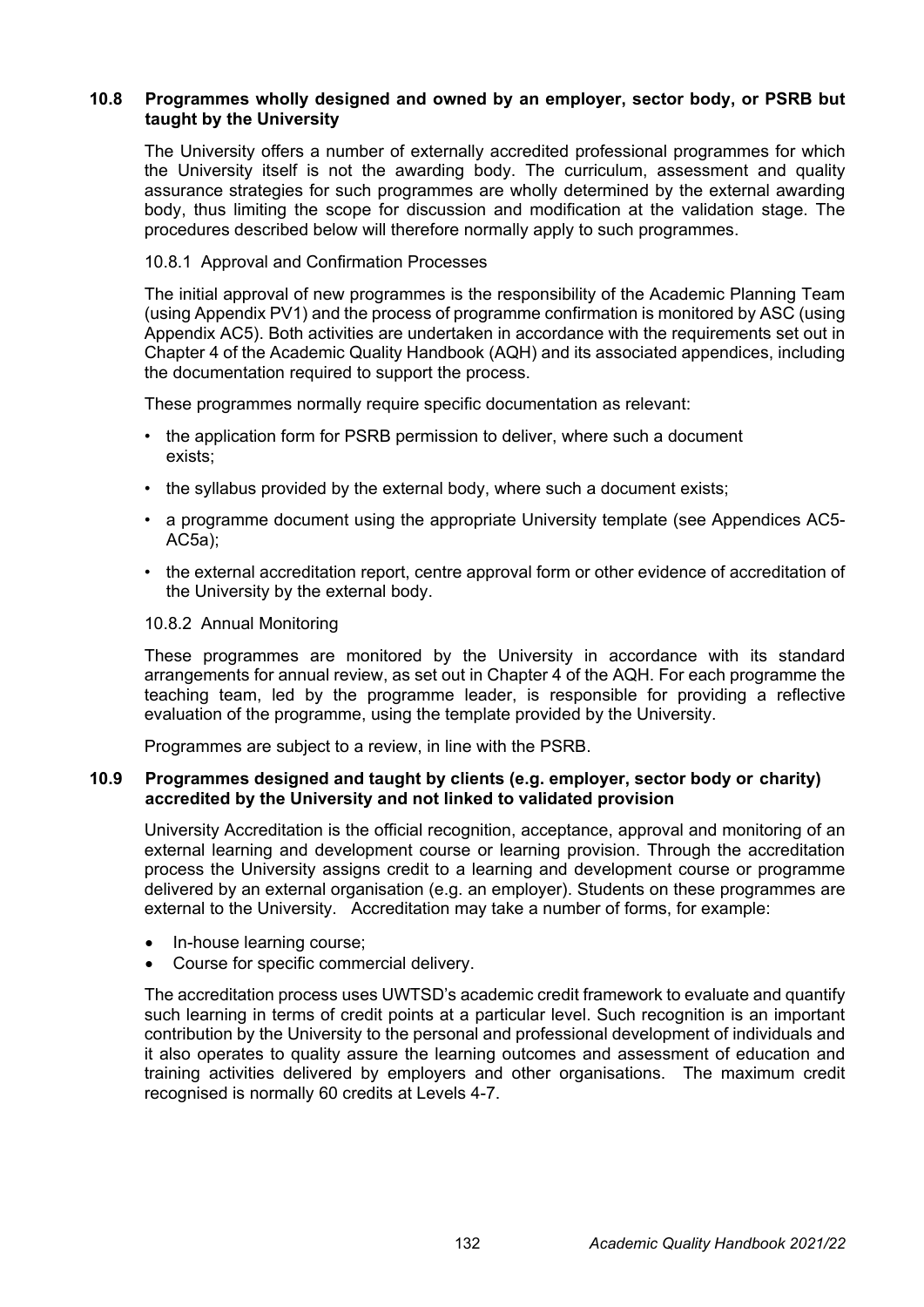### 10.8 Programmes wholly designed and owned by an employer, sector body, or PSRB but taught by the University

The University offers a number of externally accredited professional programmes for which the University itself is not the awarding body. The curriculum, assessment and quality assurance strategies for such programmes are wholly determined by the external awarding body, thus limiting the scope for discussion and modification at the validation stage. The procedures described below will therefore normally apply to such programmes.

#### 10.8.1 Approval and Confirmation Processes

The initial approval of new programmes is the responsibility of the Academic Planning Team (using Appendix PV1) and the process of programme confirmation is monitored by ASC (using Appendix AC5). Both activities are undertaken in accordance with the requirements set out in Chapter 4 of the Academic Quality Handbook (AQH) and its associated appendices, including the documentation required to support the process.

These programmes normally require specific documentation as relevant:

- the application form for PSRB permission to deliver, where such a document exists;
- the syllabus provided by the external body, where such a document exists;
- a programme document using the appropriate University template (see Appendices AC5-AC5a);
- the external accreditation report, centre approval form or other evidence of accreditation of the University by the external body.

#### 10.8.2 Annual Monitoring

These programmes are monitored by the University in accordance with its standard arrangements for annual review, as set out in Chapter 4 of the AQH. For each programme the teaching team, led by the programme leader, is responsible for providing a reflective evaluation of the programme, using the template provided by the University.

Programmes are subject to a review, in line with the PSRB.

### 10.9 Programmes designed and taught by clients (e.g. employer, sector body or charity) accredited by the University and not linked to validated provision

University Accreditation is the official recognition, acceptance, approval and monitoring of an external learning and development course or learning provision. Through the accreditation process the University assigns credit to a learning and development course or programme delivered by an external organisation (e.g. an employer). Students on these programmes are external to the University. Accreditation may take a number of forms, for example:

- In-house learning course;
- Course for specific commercial delivery.

The accreditation process uses UWTSD's academic credit framework to evaluate and quantify such learning in terms of credit points at a particular level. Such recognition is an important contribution by the University to the personal and professional development of individuals and it also operates to quality assure the learning outcomes and assessment of education and training activities delivered by employers and other organisations. The maximum credit recognised is normally 60 credits at Levels 4-7.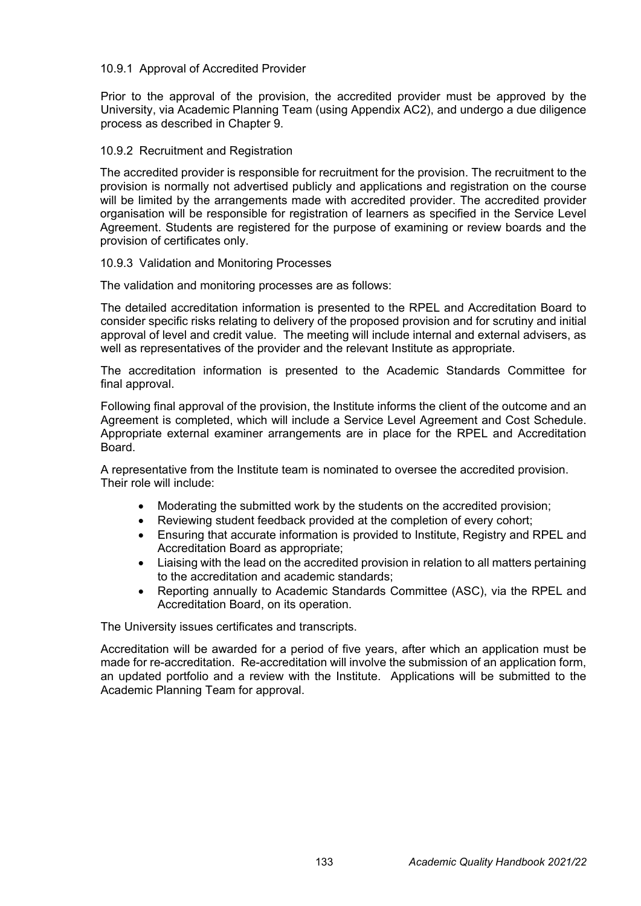#### 10.9.1 Approval of Accredited Provider

Prior to the approval of the provision, the accredited provider must be approved by the University, via Academic Planning Team (using Appendix AC2), and undergo a due diligence process as described in Chapter 9.

#### 10.9.2 Recruitment and Registration

The accredited provider is responsible for recruitment for the provision. The recruitment to the provision is normally not advertised publicly and applications and registration on the course will be limited by the arrangements made with accredited provider. The accredited provider organisation will be responsible for registration of learners as specified in the Service Level Agreement. Students are registered for the purpose of examining or review boards and the provision of certificates only.

#### 10.9.3 Validation and Monitoring Processes

The validation and monitoring processes are as follows:

The detailed accreditation information is presented to the RPEL and Accreditation Board to consider specific risks relating to delivery of the proposed provision and for scrutiny and initial approval of level and credit value. The meeting will include internal and external advisers, as well as representatives of the provider and the relevant Institute as appropriate.

The accreditation information is presented to the Academic Standards Committee for final approval.

Following final approval of the provision, the Institute informs the client of the outcome and an Agreement is completed, which will include a Service Level Agreement and Cost Schedule. Appropriate external examiner arrangements are in place for the RPEL and Accreditation Board.

A representative from the Institute team is nominated to oversee the accredited provision. Their role will include:

- Moderating the submitted work by the students on the accredited provision;
- Reviewing student feedback provided at the completion of every cohort;
- Ensuring that accurate information is provided to Institute, Registry and RPEL and Accreditation Board as appropriate;
- Liaising with the lead on the accredited provision in relation to all matters pertaining to the accreditation and academic standards;
- Reporting annually to Academic Standards Committee (ASC), via the RPEL and Accreditation Board, on its operation.

The University issues certificates and transcripts.

Accreditation will be awarded for a period of five years, after which an application must be made for re-accreditation. Re-accreditation will involve the submission of an application form, an updated portfolio and a review with the Institute. Applications will be submitted to the Academic Planning Team for approval.